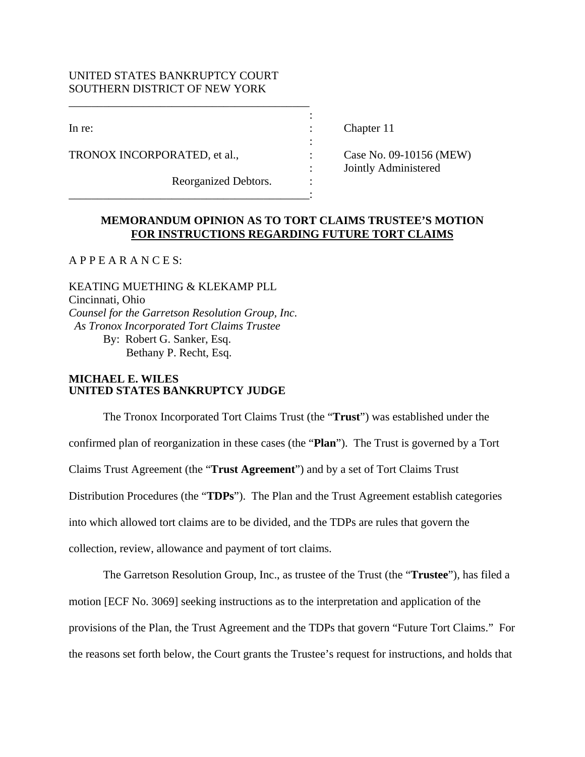UNITED STATES BANKRUPTCY COURT
SOUTHERN DISTRICT OF NEW YORK

| | | |
|---|---|---|
| In re: | : | Chapter 11 |
| TRONOX INCORPORATED, et al., | : | Case No. 09-10156 (MEW) |
| | : | Jointly Administered |
| Reorganized Debtors. | : | |

## MEMORANDUM OPINION AS TO TORT CLAIMS TRUSTEE'S MOTION FOR INSTRUCTIONS REGARDING FUTURE TORT CLAIMS

A P P E A R A N C E S:

KEATING MUETHING & KLEKAMP PLL
Cincinnati, Ohio
*Counsel for the Garretson Resolution Group, Inc.*
*As Tronox Incorporated Tort Claims Trustee*
By: Robert G. Sanker, Esq.
Bethany P. Recht, Esq.

**MICHAEL E. WILES**
**UNITED STATES BANKRUPTCY JUDGE**

The Tronox Incorporated Tort Claims Trust (the "**Trust**") was established under the confirmed plan of reorganization in these cases (the "**Plan**"). The Trust is governed by a Tort Claims Trust Agreement (the "**Trust Agreement**") and by a set of Tort Claims Trust Distribution Procedures (the "**TDPs**"). The Plan and the Trust Agreement establish categories into which allowed tort claims are to be divided, and the TDPs are rules that govern the collection, review, allowance and payment of tort claims.

The Garretson Resolution Group, Inc., as trustee of the Trust (the "**Trustee**"), has filed a motion [ECF No. 3069] seeking instructions as to the interpretation and application of the provisions of the Plan, the Trust Agreement and the TDPs that govern "Future Tort Claims." For the reasons set forth below, the Court grants the Trustee's request for instructions, and holds that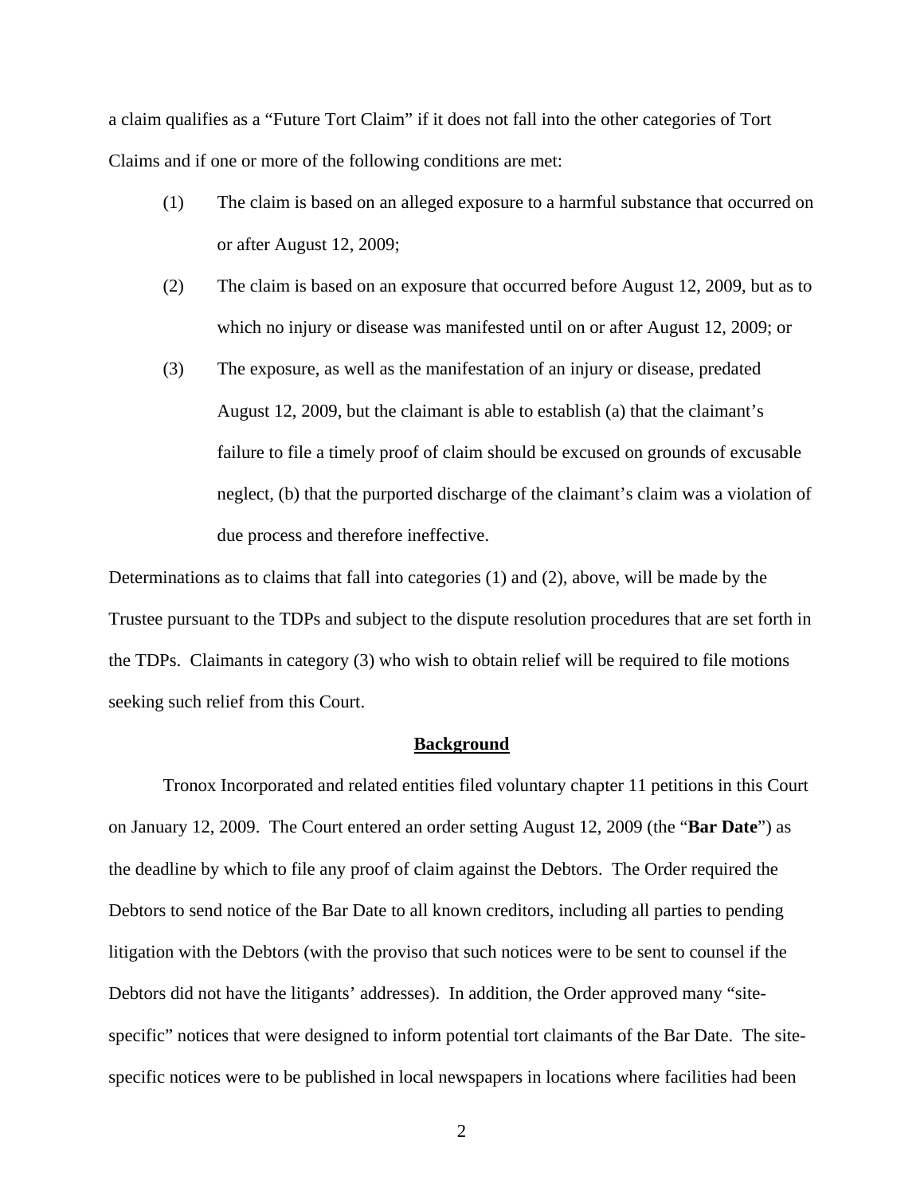a claim qualifies as a "Future Tort Claim" if it does not fall into the other categories of Tort Claims and if one or more of the following conditions are met:

(1) The claim is based on an alleged exposure to a harmful substance that occurred on or after August 12, 2009;

(2) The claim is based on an exposure that occurred before August 12, 2009, but as to which no injury or disease was manifested until on or after August 12, 2009; or

(3) The exposure, as well as the manifestation of an injury or disease, predated August 12, 2009, but the claimant is able to establish (a) that the claimant's failure to file a timely proof of claim should be excused on grounds of excusable neglect, (b) that the purported discharge of the claimant's claim was a violation of due process and therefore ineffective.

Determinations as to claims that fall into categories (1) and (2), above, will be made by the Trustee pursuant to the TDPs and subject to the dispute resolution procedures that are set forth in the TDPs. Claimants in category (3) who wish to obtain relief will be required to file motions seeking such relief from this Court.

## Background

Tronox Incorporated and related entities filed voluntary chapter 11 petitions in this Court on January 12, 2009. The Court entered an order setting August 12, 2009 (the "**Bar Date**") as the deadline by which to file any proof of claim against the Debtors. The Order required the Debtors to send notice of the Bar Date to all known creditors, including all parties to pending litigation with the Debtors (with the proviso that such notices were to be sent to counsel if the Debtors did not have the litigants' addresses). In addition, the Order approved many "site-specific" notices that were designed to inform potential tort claimants of the Bar Date. The site-specific notices were to be published in local newspapers in locations where facilities had been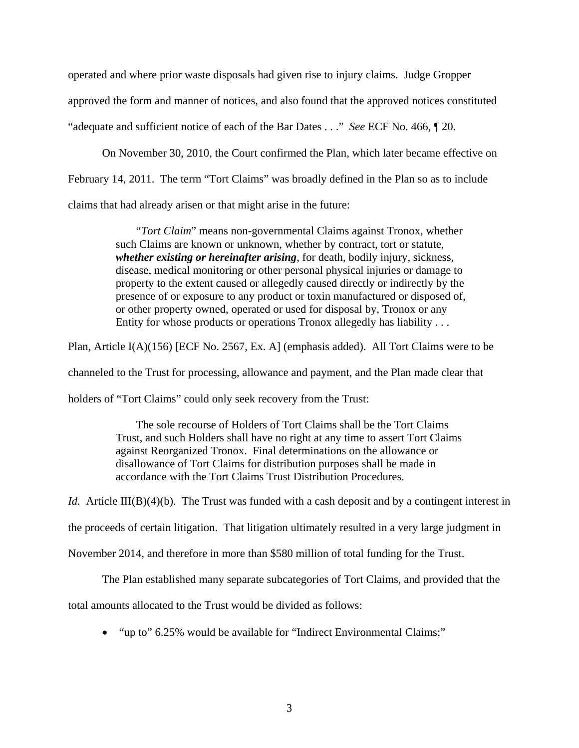operated and where prior waste disposals had given rise to injury claims. Judge Gropper approved the form and manner of notices, and also found that the approved notices constituted "adequate and sufficient notice of each of the Bar Dates . . ." *See* ECF No. 466, ¶ 20.

On November 30, 2010, the Court confirmed the Plan, which later became effective on February 14, 2011. The term "Tort Claims" was broadly defined in the Plan so as to include claims that had already arisen or that might arise in the future:

> "*Tort Claim*" means non-governmental Claims against Tronox, whether such Claims are known or unknown, whether by contract, tort or statute, ***whether existing or hereinafter arising***, for death, bodily injury, sickness, disease, medical monitoring or other personal physical injuries or damage to property to the extent caused or allegedly caused directly or indirectly by the presence of or exposure to any product or toxin manufactured or disposed of, or other property owned, operated or used for disposal by, Tronox or any Entity for whose products or operations Tronox allegedly has liability . . .

Plan, Article I(A)(156) [ECF No. 2567, Ex. A] (emphasis added). All Tort Claims were to be channeled to the Trust for processing, allowance and payment, and the Plan made clear that holders of "Tort Claims" could only seek recovery from the Trust:

> The sole recourse of Holders of Tort Claims shall be the Tort Claims Trust, and such Holders shall have no right at any time to assert Tort Claims against Reorganized Tronox. Final determinations on the allowance or disallowance of Tort Claims for distribution purposes shall be made in accordance with the Tort Claims Trust Distribution Procedures.

*Id.* Article III(B)(4)(b). The Trust was funded with a cash deposit and by a contingent interest in the proceeds of certain litigation. That litigation ultimately resulted in a very large judgment in November 2014, and therefore in more than $580 million of total funding for the Trust.

The Plan established many separate subcategories of Tort Claims, and provided that the total amounts allocated to the Trust would be divided as follows:

- "up to" 6.25% would be available for "Indirect Environmental Claims;"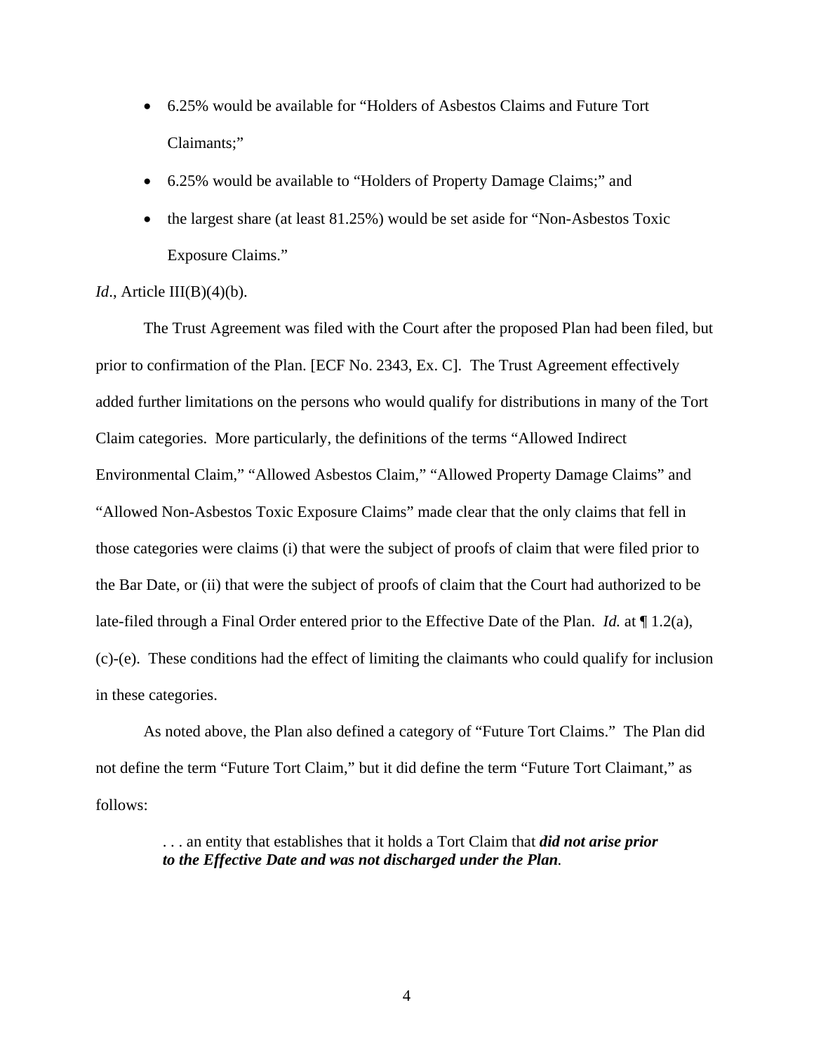- 6.25% would be available for "Holders of Asbestos Claims and Future Tort Claimants;"
- 6.25% would be available to "Holders of Property Damage Claims;" and
- the largest share (at least 81.25%) would be set aside for "Non-Asbestos Toxic Exposure Claims."

*Id*., Article III(B)(4)(b).

The Trust Agreement was filed with the Court after the proposed Plan had been filed, but prior to confirmation of the Plan. [ECF No. 2343, Ex. C]. The Trust Agreement effectively added further limitations on the persons who would qualify for distributions in many of the Tort Claim categories. More particularly, the definitions of the terms "Allowed Indirect Environmental Claim," "Allowed Asbestos Claim," "Allowed Property Damage Claims" and "Allowed Non-Asbestos Toxic Exposure Claims" made clear that the only claims that fell in those categories were claims (i) that were the subject of proofs of claim that were filed prior to the Bar Date, or (ii) that were the subject of proofs of claim that the Court had authorized to be late-filed through a Final Order entered prior to the Effective Date of the Plan. *Id.* at ¶ 1.2(a), (c)-(e). These conditions had the effect of limiting the claimants who could qualify for inclusion in these categories.

As noted above, the Plan also defined a category of "Future Tort Claims." The Plan did not define the term "Future Tort Claim," but it did define the term "Future Tort Claimant," as follows:

> . . . an entity that establishes that it holds a Tort Claim that ***did not arise prior to the Effective Date and was not discharged under the Plan***.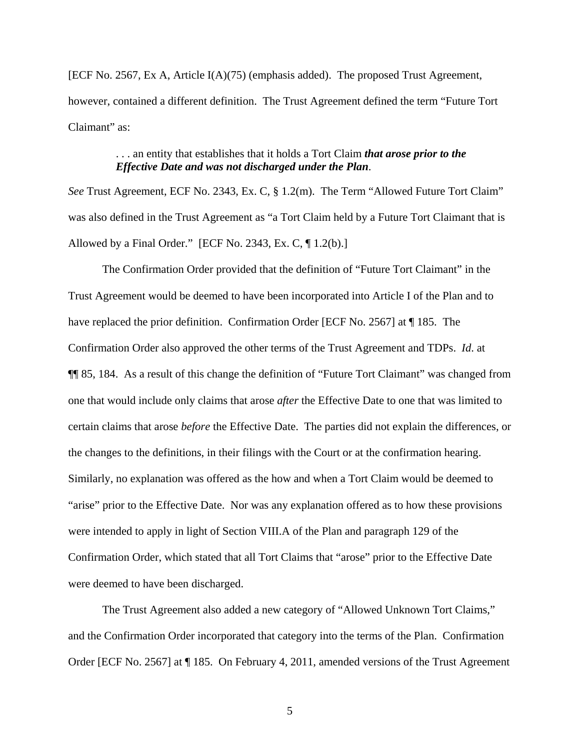[ECF No. 2567, Ex A, Article I(A)(75) (emphasis added). The proposed Trust Agreement, however, contained a different definition. The Trust Agreement defined the term "Future Tort Claimant" as:

> . . . an entity that establishes that it holds a Tort Claim ***that arose prior to the Effective Date and was not discharged under the Plan***.

*See* Trust Agreement, ECF No. 2343, Ex. C, § 1.2(m). The Term "Allowed Future Tort Claim" was also defined in the Trust Agreement as "a Tort Claim held by a Future Tort Claimant that is Allowed by a Final Order." [ECF No. 2343, Ex. C, ¶ 1.2(b).]

The Confirmation Order provided that the definition of "Future Tort Claimant" in the Trust Agreement would be deemed to have been incorporated into Article I of the Plan and to have replaced the prior definition. Confirmation Order [ECF No. 2567] at ¶ 185. The Confirmation Order also approved the other terms of the Trust Agreement and TDPs. *Id*. at ¶¶ 85, 184. As a result of this change the definition of "Future Tort Claimant" was changed from one that would include only claims that arose *after* the Effective Date to one that was limited to certain claims that arose *before* the Effective Date. The parties did not explain the differences, or the changes to the definitions, in their filings with the Court or at the confirmation hearing. Similarly, no explanation was offered as the how and when a Tort Claim would be deemed to "arise" prior to the Effective Date. Nor was any explanation offered as to how these provisions were intended to apply in light of Section VIII.A of the Plan and paragraph 129 of the Confirmation Order, which stated that all Tort Claims that "arose" prior to the Effective Date were deemed to have been discharged.

The Trust Agreement also added a new category of "Allowed Unknown Tort Claims," and the Confirmation Order incorporated that category into the terms of the Plan. Confirmation Order [ECF No. 2567] at ¶ 185. On February 4, 2011, amended versions of the Trust Agreement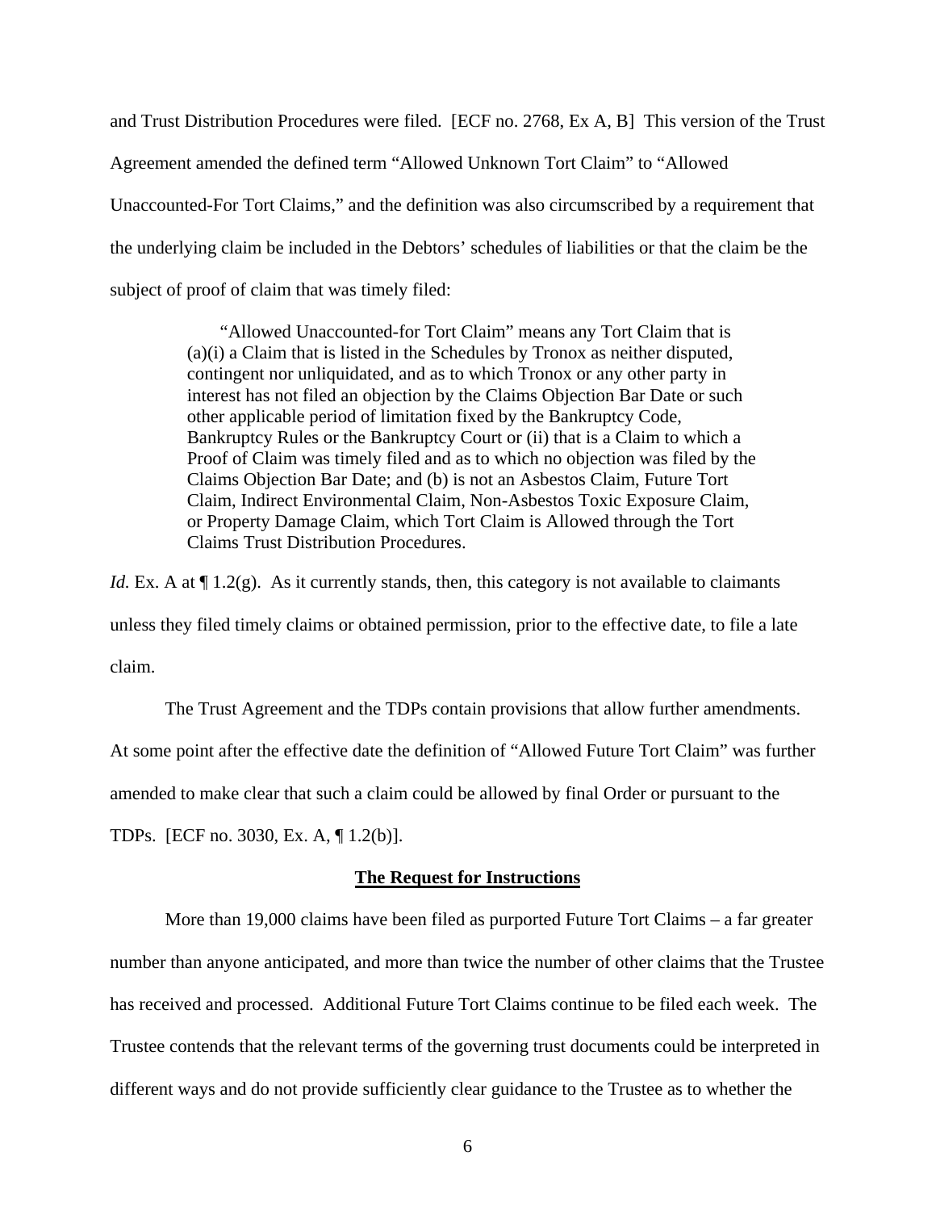and Trust Distribution Procedures were filed. [ECF no. 2768, Ex A, B] This version of the Trust Agreement amended the defined term "Allowed Unknown Tort Claim" to "Allowed Unaccounted-For Tort Claims," and the definition was also circumscribed by a requirement that the underlying claim be included in the Debtors' schedules of liabilities or that the claim be the subject of proof of claim that was timely filed:

> "Allowed Unaccounted-for Tort Claim" means any Tort Claim that is (a)(i) a Claim that is listed in the Schedules by Tronox as neither disputed, contingent nor unliquidated, and as to which Tronox or any other party in interest has not filed an objection by the Claims Objection Bar Date or such other applicable period of limitation fixed by the Bankruptcy Code, Bankruptcy Rules or the Bankruptcy Court or (ii) that is a Claim to which a Proof of Claim was timely filed and as to which no objection was filed by the Claims Objection Bar Date; and (b) is not an Asbestos Claim, Future Tort Claim, Indirect Environmental Claim, Non-Asbestos Toxic Exposure Claim, or Property Damage Claim, which Tort Claim is Allowed through the Tort Claims Trust Distribution Procedures.

*Id.* Ex. A at ¶ 1.2(g). As it currently stands, then, this category is not available to claimants unless they filed timely claims or obtained permission, prior to the effective date, to file a late claim.

The Trust Agreement and the TDPs contain provisions that allow further amendments. At some point after the effective date the definition of "Allowed Future Tort Claim" was further amended to make clear that such a claim could be allowed by final Order or pursuant to the TDPs. [ECF no. 3030, Ex. A, ¶ 1.2(b)].

## The Request for Instructions

More than 19,000 claims have been filed as purported Future Tort Claims – a far greater number than anyone anticipated, and more than twice the number of other claims that the Trustee has received and processed. Additional Future Tort Claims continue to be filed each week. The Trustee contends that the relevant terms of the governing trust documents could be interpreted in different ways and do not provide sufficiently clear guidance to the Trustee as to whether the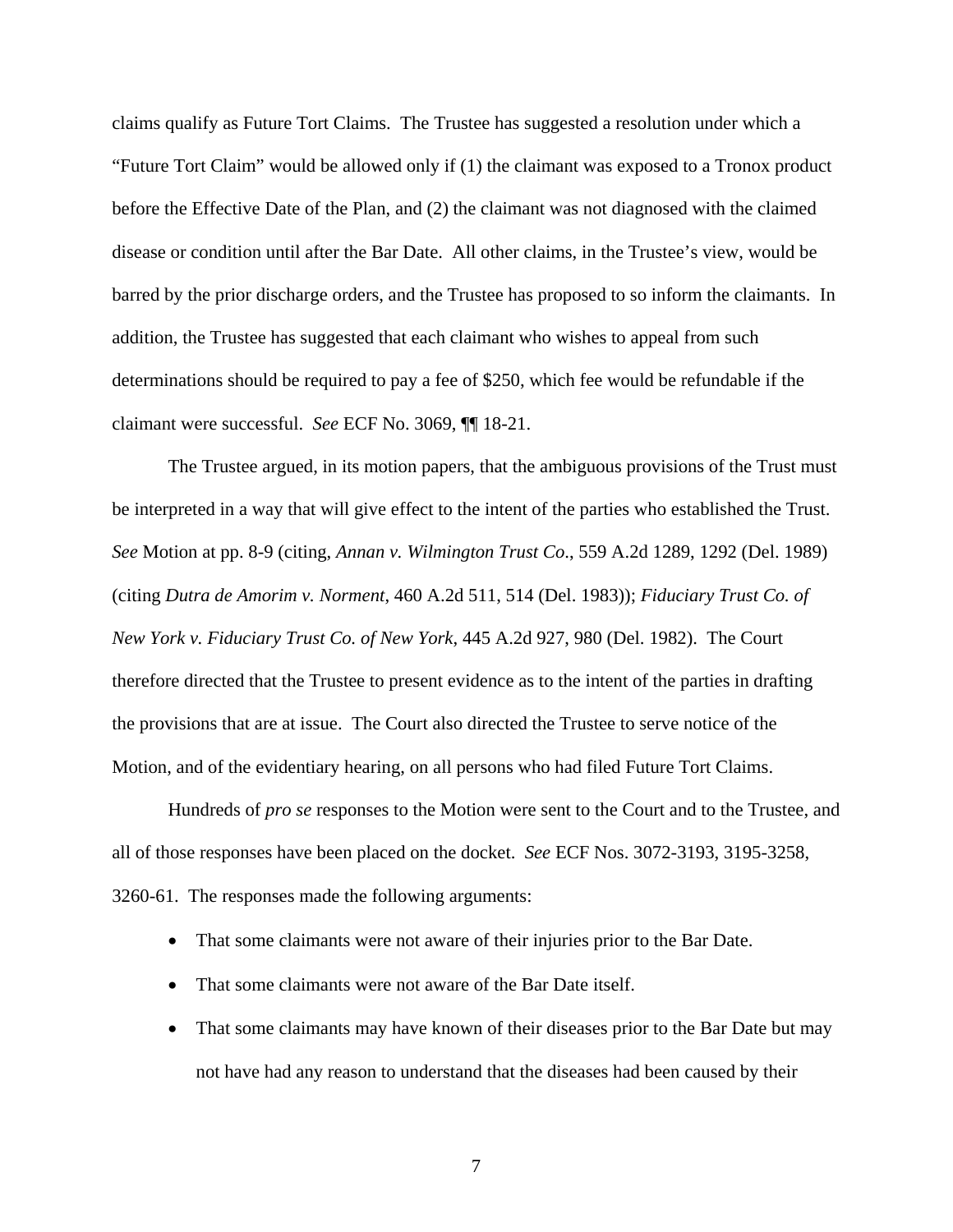claims qualify as Future Tort Claims. The Trustee has suggested a resolution under which a "Future Tort Claim" would be allowed only if (1) the claimant was exposed to a Tronox product before the Effective Date of the Plan, and (2) the claimant was not diagnosed with the claimed disease or condition until after the Bar Date. All other claims, in the Trustee's view, would be barred by the prior discharge orders, and the Trustee has proposed to so inform the claimants. In addition, the Trustee has suggested that each claimant who wishes to appeal from such determinations should be required to pay a fee of $250, which fee would be refundable if the claimant were successful. *See* ECF No. 3069, ¶¶ 18-21.

The Trustee argued, in its motion papers, that the ambiguous provisions of the Trust must be interpreted in a way that will give effect to the intent of the parties who established the Trust. *See* Motion at pp. 8-9 (citing, *Annan v. Wilmington Trust Co*., 559 A.2d 1289, 1292 (Del. 1989) (citing *Dutra de Amorim v. Norment*, 460 A.2d 511, 514 (Del. 1983)); *Fiduciary Trust Co. of New York v. Fiduciary Trust Co. of New York*, 445 A.2d 927, 980 (Del. 1982). The Court therefore directed that the Trustee to present evidence as to the intent of the parties in drafting the provisions that are at issue. The Court also directed the Trustee to serve notice of the Motion, and of the evidentiary hearing, on all persons who had filed Future Tort Claims.

Hundreds of *pro se* responses to the Motion were sent to the Court and to the Trustee, and all of those responses have been placed on the docket. *See* ECF Nos. 3072-3193, 3195-3258, 3260-61. The responses made the following arguments:

- That some claimants were not aware of their injuries prior to the Bar Date.
- That some claimants were not aware of the Bar Date itself.
- That some claimants may have known of their diseases prior to the Bar Date but may not have had any reason to understand that the diseases had been caused by their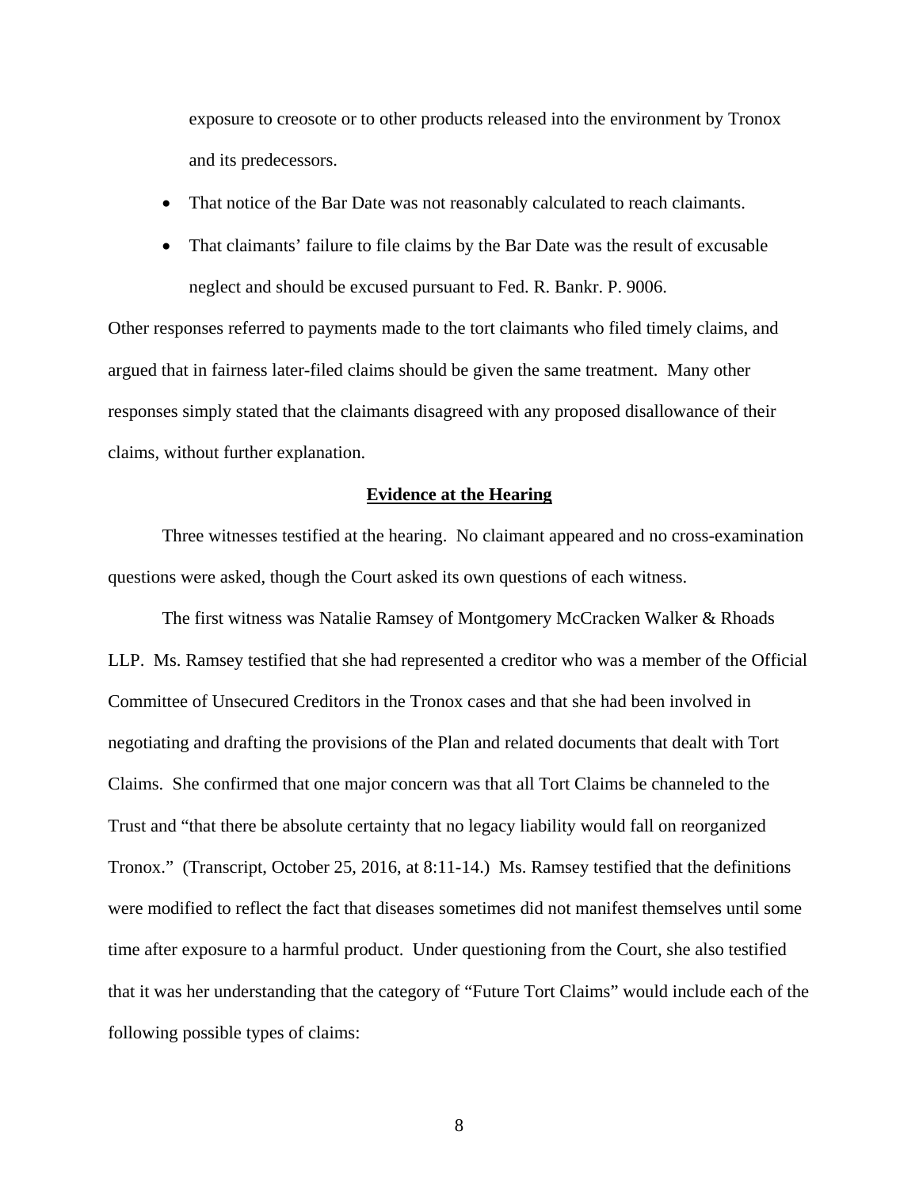exposure to creosote or to other products released into the environment by Tronox and its predecessors.

- That notice of the Bar Date was not reasonably calculated to reach claimants.
- That claimants' failure to file claims by the Bar Date was the result of excusable neglect and should be excused pursuant to Fed. R. Bankr. P. 9006.

Other responses referred to payments made to the tort claimants who filed timely claims, and argued that in fairness later-filed claims should be given the same treatment. Many other responses simply stated that the claimants disagreed with any proposed disallowance of their claims, without further explanation.

## Evidence at the Hearing

Three witnesses testified at the hearing. No claimant appeared and no cross-examination questions were asked, though the Court asked its own questions of each witness.

The first witness was Natalie Ramsey of Montgomery McCracken Walker & Rhoads LLP. Ms. Ramsey testified that she had represented a creditor who was a member of the Official Committee of Unsecured Creditors in the Tronox cases and that she had been involved in negotiating and drafting the provisions of the Plan and related documents that dealt with Tort Claims. She confirmed that one major concern was that all Tort Claims be channeled to the Trust and "that there be absolute certainty that no legacy liability would fall on reorganized Tronox." (Transcript, October 25, 2016, at 8:11-14.) Ms. Ramsey testified that the definitions were modified to reflect the fact that diseases sometimes did not manifest themselves until some time after exposure to a harmful product. Under questioning from the Court, she also testified that it was her understanding that the category of "Future Tort Claims" would include each of the following possible types of claims: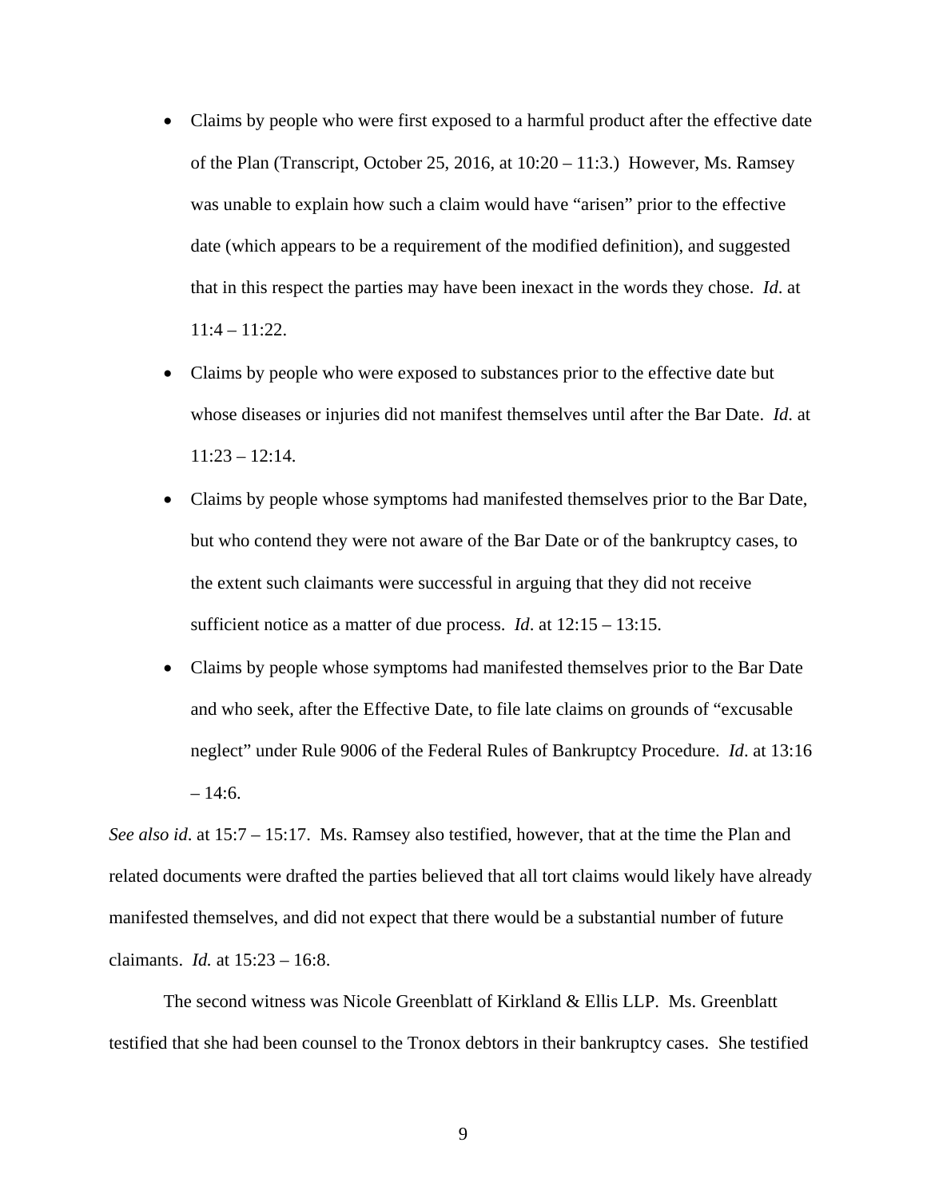- Claims by people who were first exposed to a harmful product after the effective date of the Plan (Transcript, October 25, 2016, at 10:20 – 11:3.) However, Ms. Ramsey was unable to explain how such a claim would have "arisen" prior to the effective date (which appears to be a requirement of the modified definition), and suggested that in this respect the parties may have been inexact in the words they chose. *Id*. at 11:4 – 11:22.
- Claims by people who were exposed to substances prior to the effective date but whose diseases or injuries did not manifest themselves until after the Bar Date. *Id*. at 11:23 – 12:14.
- Claims by people whose symptoms had manifested themselves prior to the Bar Date, but who contend they were not aware of the Bar Date or of the bankruptcy cases, to the extent such claimants were successful in arguing that they did not receive sufficient notice as a matter of due process. *Id*. at 12:15 – 13:15.
- Claims by people whose symptoms had manifested themselves prior to the Bar Date and who seek, after the Effective Date, to file late claims on grounds of "excusable neglect" under Rule 9006 of the Federal Rules of Bankruptcy Procedure. *Id*. at 13:16 – 14:6.

*See also id*. at 15:7 – 15:17. Ms. Ramsey also testified, however, that at the time the Plan and related documents were drafted the parties believed that all tort claims would likely have already manifested themselves, and did not expect that there would be a substantial number of future claimants. *Id.* at 15:23 – 16:8.

The second witness was Nicole Greenblatt of Kirkland & Ellis LLP. Ms. Greenblatt testified that she had been counsel to the Tronox debtors in their bankruptcy cases. She testified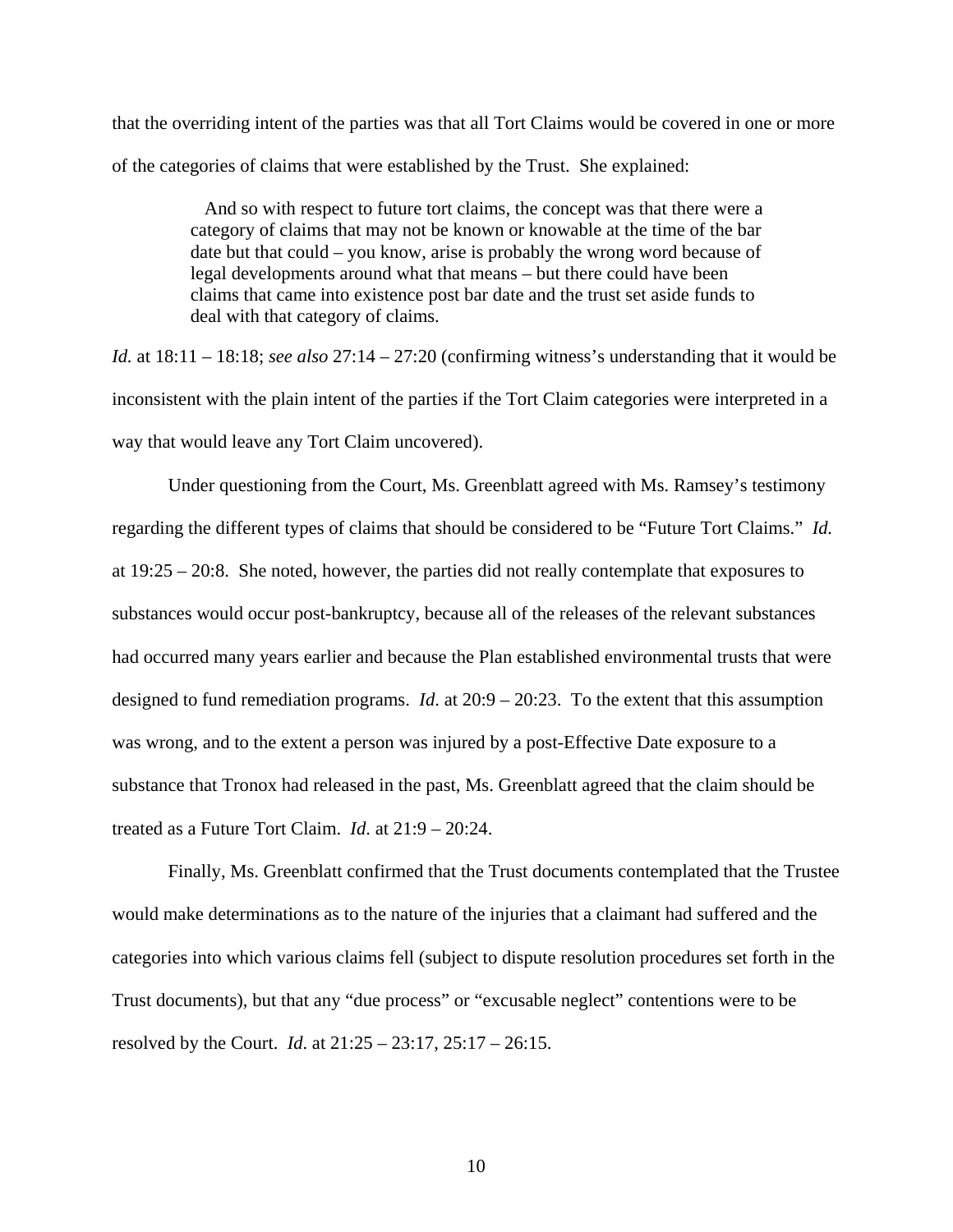that the overriding intent of the parties was that all Tort Claims would be covered in one or more of the categories of claims that were established by the Trust. She explained:

> And so with respect to future tort claims, the concept was that there were a category of claims that may not be known or knowable at the time of the bar date but that could – you know, arise is probably the wrong word because of legal developments around what that means – but there could have been claims that came into existence post bar date and the trust set aside funds to deal with that category of claims.

*Id.* at 18:11 – 18:18; *see also* 27:14 – 27:20 (confirming witness's understanding that it would be inconsistent with the plain intent of the parties if the Tort Claim categories were interpreted in a way that would leave any Tort Claim uncovered).

Under questioning from the Court, Ms. Greenblatt agreed with Ms. Ramsey's testimony regarding the different types of claims that should be considered to be "Future Tort Claims." *Id.* at 19:25 – 20:8. She noted, however, the parties did not really contemplate that exposures to substances would occur post-bankruptcy, because all of the releases of the relevant substances had occurred many years earlier and because the Plan established environmental trusts that were designed to fund remediation programs. *Id*. at 20:9 – 20:23. To the extent that this assumption was wrong, and to the extent a person was injured by a post-Effective Date exposure to a substance that Tronox had released in the past, Ms. Greenblatt agreed that the claim should be treated as a Future Tort Claim. *Id*. at 21:9 – 20:24.

Finally, Ms. Greenblatt confirmed that the Trust documents contemplated that the Trustee would make determinations as to the nature of the injuries that a claimant had suffered and the categories into which various claims fell (subject to dispute resolution procedures set forth in the Trust documents), but that any "due process" or "excusable neglect" contentions were to be resolved by the Court. *Id*. at 21:25 – 23:17, 25:17 – 26:15.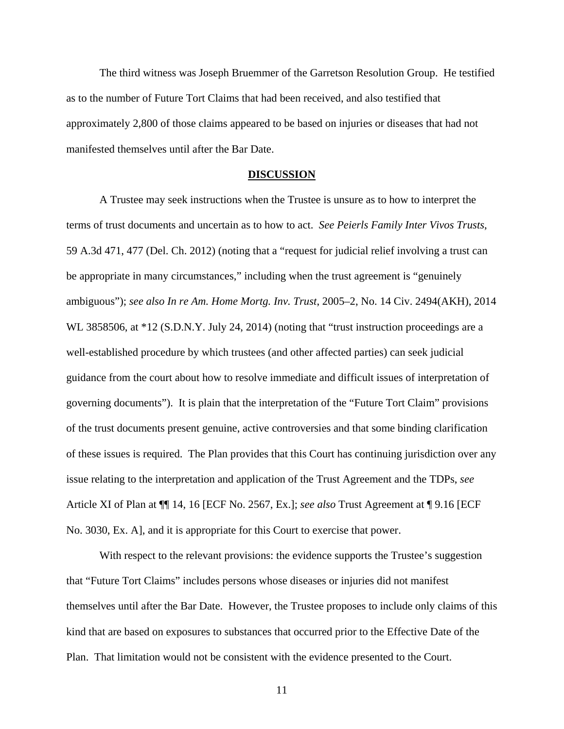The third witness was Joseph Bruemmer of the Garretson Resolution Group. He testified as to the number of Future Tort Claims that had been received, and also testified that approximately 2,800 of those claims appeared to be based on injuries or diseases that had not manifested themselves until after the Bar Date.

## DISCUSSION

A Trustee may seek instructions when the Trustee is unsure as to how to interpret the terms of trust documents and uncertain as to how to act. *See Peierls Family Inter Vivos Trusts*, 59 A.3d 471, 477 (Del. Ch. 2012) (noting that a "request for judicial relief involving a trust can be appropriate in many circumstances," including when the trust agreement is "genuinely ambiguous"); *see also In re Am. Home Mortg. Inv. Trust*, 2005–2, No. 14 Civ. 2494(AKH), 2014 WL 3858506, at *12 (S.D.N.Y. July 24, 2014) (noting that "trust instruction proceedings are a well-established procedure by which trustees (and other affected parties) can seek judicial guidance from the court about how to resolve immediate and difficult issues of interpretation of governing documents"). It is plain that the interpretation of the "Future Tort Claim" provisions of the trust documents present genuine, active controversies and that some binding clarification of these issues is required. The Plan provides that this Court has continuing jurisdiction over any issue relating to the interpretation and application of the Trust Agreement and the TDPs, *see* Article XI of Plan at ¶¶ 14, 16 [ECF No. 2567, Ex.]; *see also* Trust Agreement at ¶ 9.16 [ECF No. 3030, Ex. A], and it is appropriate for this Court to exercise that power.

With respect to the relevant provisions: the evidence supports the Trustee's suggestion that "Future Tort Claims" includes persons whose diseases or injuries did not manifest themselves until after the Bar Date. However, the Trustee proposes to include only claims of this kind that are based on exposures to substances that occurred prior to the Effective Date of the Plan. That limitation would not be consistent with the evidence presented to the Court.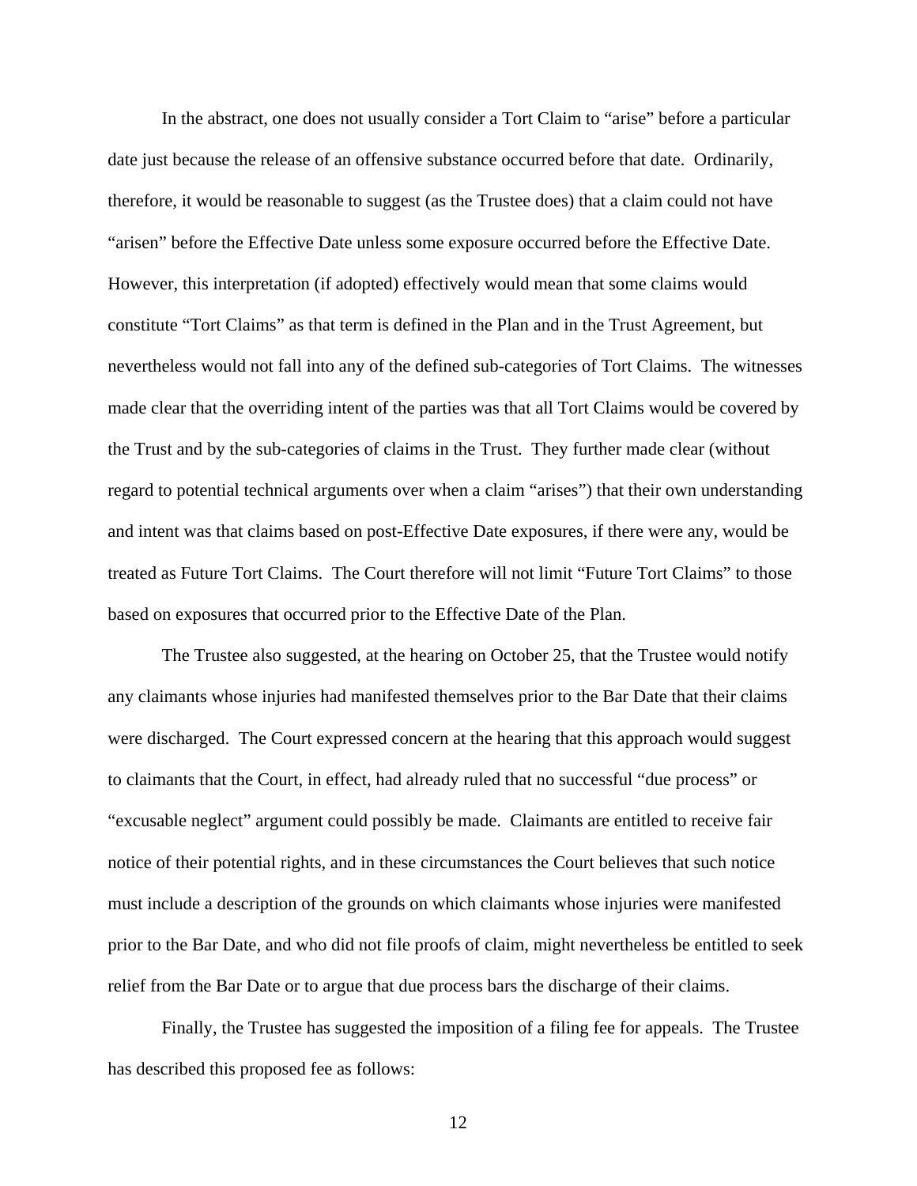In the abstract, one does not usually consider a Tort Claim to "arise" before a particular date just because the release of an offensive substance occurred before that date. Ordinarily, therefore, it would be reasonable to suggest (as the Trustee does) that a claim could not have "arisen" before the Effective Date unless some exposure occurred before the Effective Date. However, this interpretation (if adopted) effectively would mean that some claims would constitute "Tort Claims" as that term is defined in the Plan and in the Trust Agreement, but nevertheless would not fall into any of the defined sub-categories of Tort Claims. The witnesses made clear that the overriding intent of the parties was that all Tort Claims would be covered by the Trust and by the sub-categories of claims in the Trust. They further made clear (without regard to potential technical arguments over when a claim "arises") that their own understanding and intent was that claims based on post-Effective Date exposures, if there were any, would be treated as Future Tort Claims. The Court therefore will not limit "Future Tort Claims" to those based on exposures that occurred prior to the Effective Date of the Plan.

The Trustee also suggested, at the hearing on October 25, that the Trustee would notify any claimants whose injuries had manifested themselves prior to the Bar Date that their claims were discharged. The Court expressed concern at the hearing that this approach would suggest to claimants that the Court, in effect, had already ruled that no successful "due process" or "excusable neglect" argument could possibly be made. Claimants are entitled to receive fair notice of their potential rights, and in these circumstances the Court believes that such notice must include a description of the grounds on which claimants whose injuries were manifested prior to the Bar Date, and who did not file proofs of claim, might nevertheless be entitled to seek relief from the Bar Date or to argue that due process bars the discharge of their claims.

Finally, the Trustee has suggested the imposition of a filing fee for appeals. The Trustee has described this proposed fee as follows: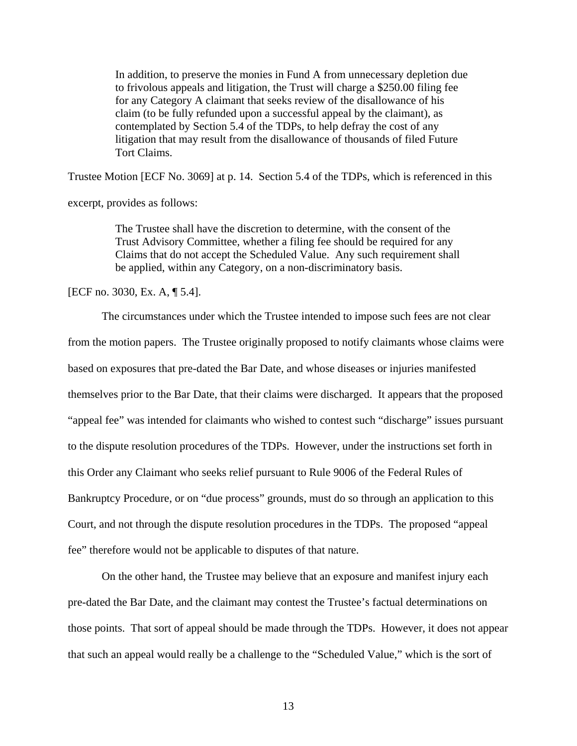> In addition, to preserve the monies in Fund A from unnecessary depletion due to frivolous appeals and litigation, the Trust will charge a $250.00 filing fee for any Category A claimant that seeks review of the disallowance of his claim (to be fully refunded upon a successful appeal by the claimant), as contemplated by Section 5.4 of the TDPs, to help defray the cost of any litigation that may result from the disallowance of thousands of filed Future Tort Claims.

Trustee Motion [ECF No. 3069] at p. 14. Section 5.4 of the TDPs, which is referenced in this excerpt, provides as follows:

> The Trustee shall have the discretion to determine, with the consent of the Trust Advisory Committee, whether a filing fee should be required for any Claims that do not accept the Scheduled Value. Any such requirement shall be applied, within any Category, on a non-discriminatory basis.

[ECF no. 3030, Ex. A, ¶ 5.4].

The circumstances under which the Trustee intended to impose such fees are not clear from the motion papers. The Trustee originally proposed to notify claimants whose claims were based on exposures that pre-dated the Bar Date, and whose diseases or injuries manifested themselves prior to the Bar Date, that their claims were discharged. It appears that the proposed "appeal fee" was intended for claimants who wished to contest such "discharge" issues pursuant to the dispute resolution procedures of the TDPs. However, under the instructions set forth in this Order any Claimant who seeks relief pursuant to Rule 9006 of the Federal Rules of Bankruptcy Procedure, or on "due process" grounds, must do so through an application to this Court, and not through the dispute resolution procedures in the TDPs. The proposed "appeal fee" therefore would not be applicable to disputes of that nature.

On the other hand, the Trustee may believe that an exposure and manifest injury each pre-dated the Bar Date, and the claimant may contest the Trustee's factual determinations on those points. That sort of appeal should be made through the TDPs. However, it does not appear that such an appeal would really be a challenge to the "Scheduled Value," which is the sort of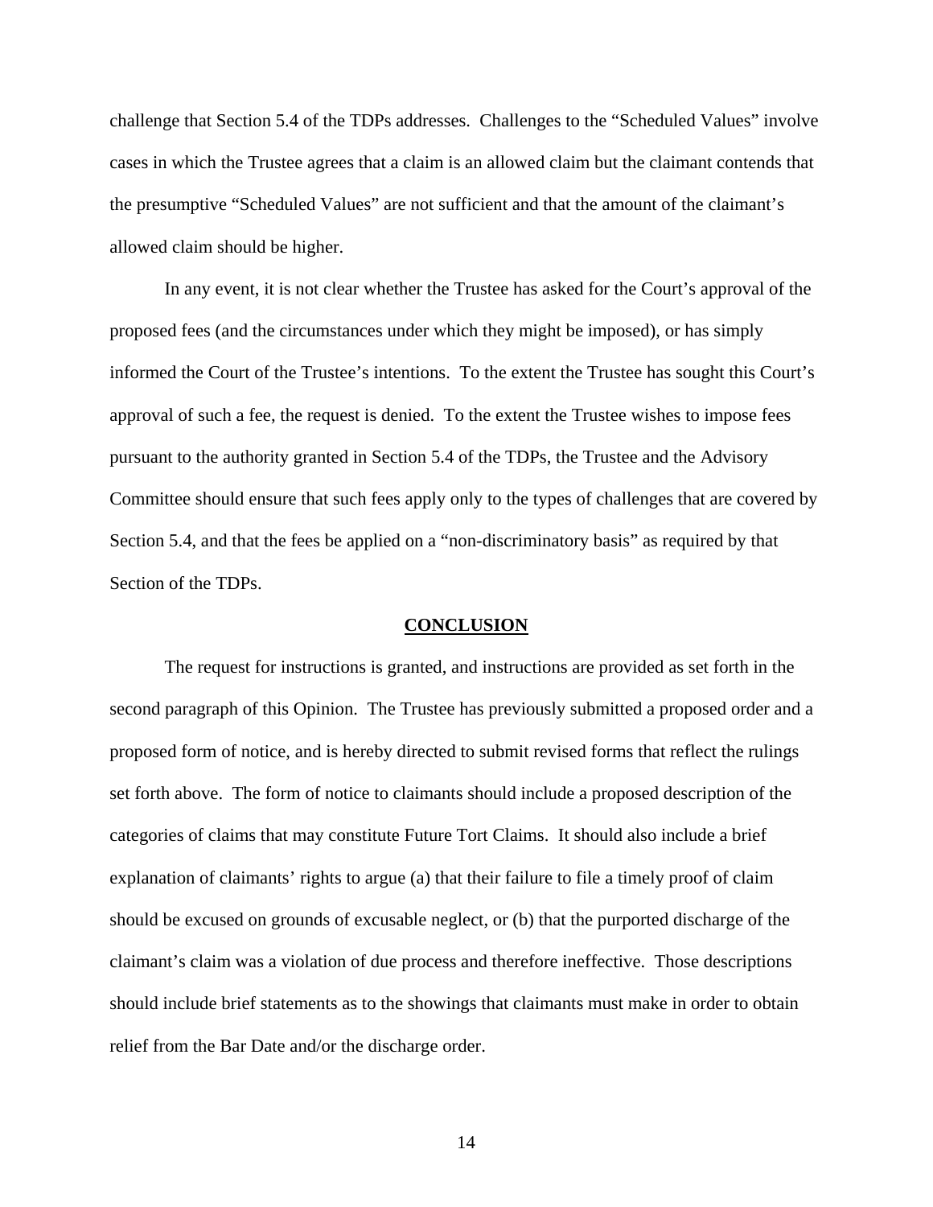challenge that Section 5.4 of the TDPs addresses. Challenges to the "Scheduled Values" involve cases in which the Trustee agrees that a claim is an allowed claim but the claimant contends that the presumptive "Scheduled Values" are not sufficient and that the amount of the claimant's allowed claim should be higher.

In any event, it is not clear whether the Trustee has asked for the Court's approval of the proposed fees (and the circumstances under which they might be imposed), or has simply informed the Court of the Trustee's intentions. To the extent the Trustee has sought this Court's approval of such a fee, the request is denied. To the extent the Trustee wishes to impose fees pursuant to the authority granted in Section 5.4 of the TDPs, the Trustee and the Advisory Committee should ensure that such fees apply only to the types of challenges that are covered by Section 5.4, and that the fees be applied on a "non-discriminatory basis" as required by that Section of the TDPs.

## **CONCLUSION**

The request for instructions is granted, and instructions are provided as set forth in the second paragraph of this Opinion. The Trustee has previously submitted a proposed order and a proposed form of notice, and is hereby directed to submit revised forms that reflect the rulings set forth above. The form of notice to claimants should include a proposed description of the categories of claims that may constitute Future Tort Claims. It should also include a brief explanation of claimants' rights to argue (a) that their failure to file a timely proof of claim should be excused on grounds of excusable neglect, or (b) that the purported discharge of the claimant's claim was a violation of due process and therefore ineffective. Those descriptions should include brief statements as to the showings that claimants must make in order to obtain relief from the Bar Date and/or the discharge order.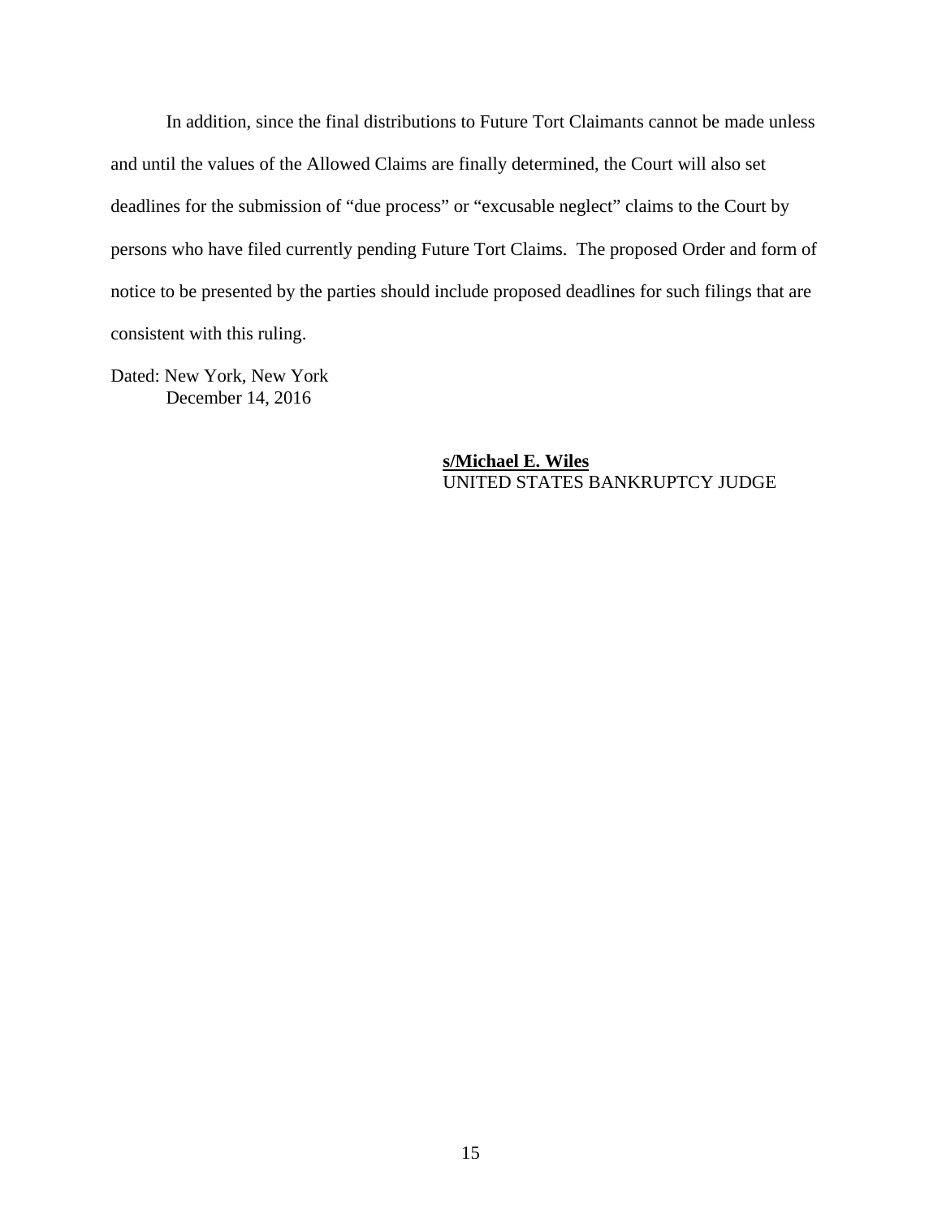In addition, since the final distributions to Future Tort Claimants cannot be made unless and until the values of the Allowed Claims are finally determined, the Court will also set deadlines for the submission of "due process" or "excusable neglect" claims to the Court by persons who have filed currently pending Future Tort Claims. The proposed Order and form of notice to be presented by the parties should include proposed deadlines for such filings that are consistent with this ruling.

Dated: New York, New York
December 14, 2016

**s/Michael E. Wiles**
UNITED STATES BANKRUPTCY JUDGE